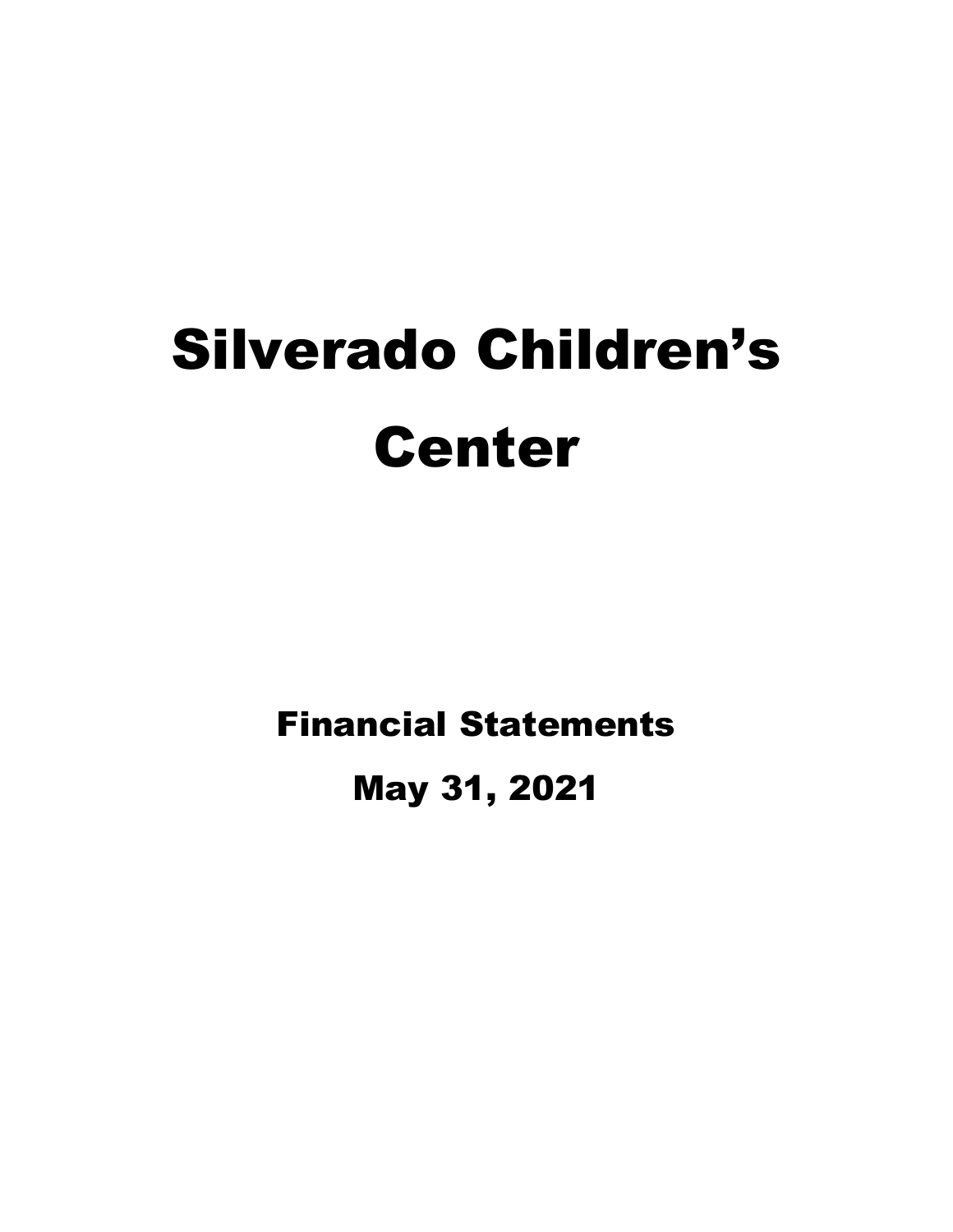# Silverado Children's Center

## Financial Statements

## May 31, 2021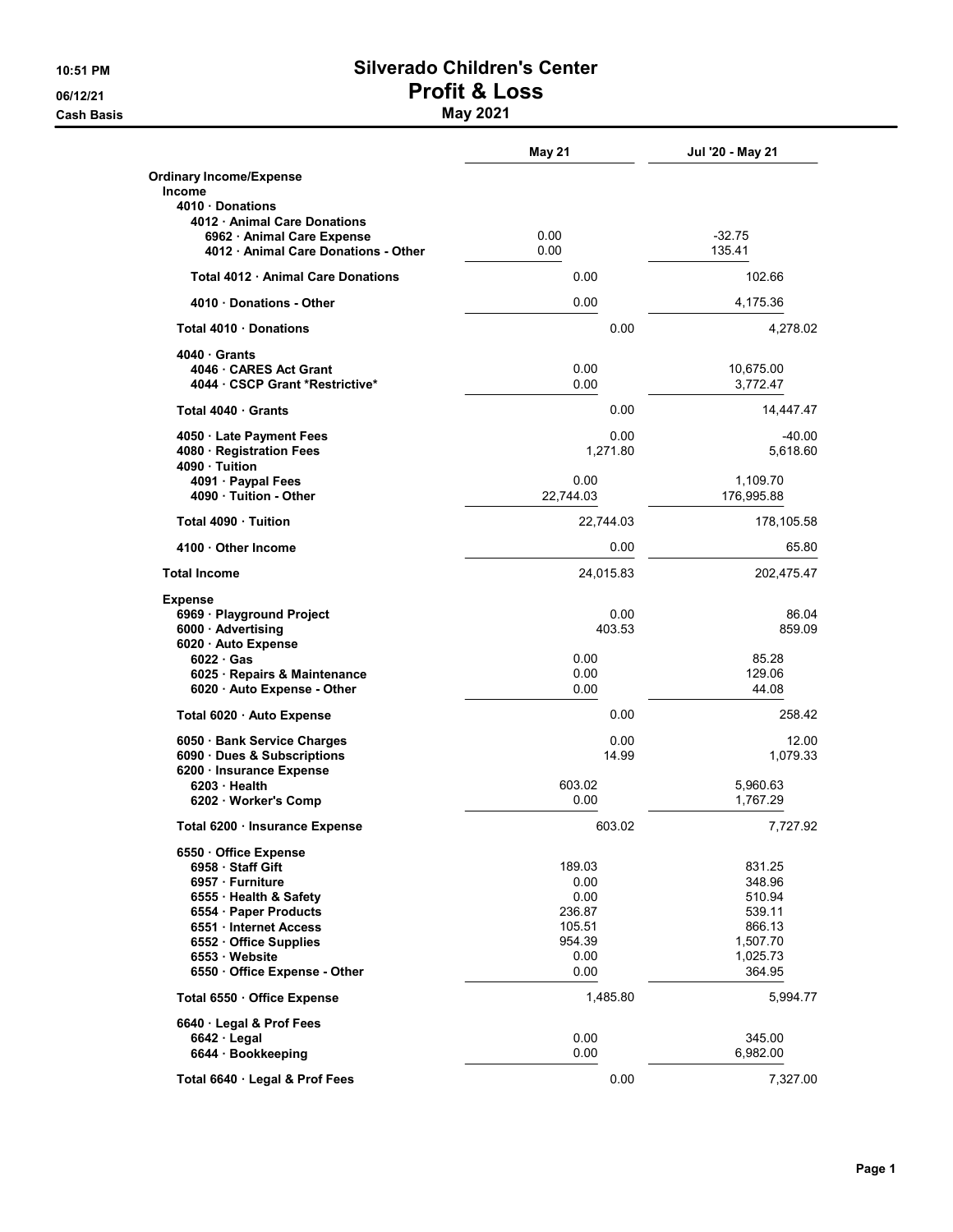# Silverado Children's Center

## Profit & Loss

### May 2021

10:51 PM
06/12/21
Cash Basis

| | May 21 | Jul '20 - May 21 |
|---|---|---|
| **Ordinary Income/Expense** | | |
| **Income** | | |
| **4010 · Donations** | | |
| **4012 · Animal Care Donations** | | |
| **6962 · Animal Care Expense** | 0.00 | -32.75 |
| **4012 · Animal Care Donations - Other** | 0.00 | 135.41 |
| **Total 4012 · Animal Care Donations** | 0.00 | 102.66 |
| **4010 · Donations - Other** | 0.00 | 4,175.36 |
| **Total 4010 · Donations** | 0.00 | 4,278.02 |
| **4040 · Grants** | | |
| **4046 · CARES Act Grant** | 0.00 | 10,675.00 |
| **4044 · CSCP Grant *Restrictive*** | 0.00 | 3,772.47 |
| **Total 4040 · Grants** | 0.00 | 14,447.47 |
| **4050 · Late Payment Fees** | 0.00 | -40.00 |
| **4080 · Registration Fees** | 1,271.80 | 5,618.60 |
| **4090 · Tuition** | | |
| **4091 · Paypal Fees** | 0.00 | 1,109.70 |
| **4090 · Tuition - Other** | 22,744.03 | 176,995.88 |
| **Total 4090 · Tuition** | 22,744.03 | 178,105.58 |
| **4100 · Other Income** | 0.00 | 65.80 |
| **Total Income** | 24,015.83 | 202,475.47 |
| **Expense** | | |
| **6969 · Playground Project** | 0.00 | 86.04 |
| **6000 · Advertising** | 403.53 | 859.09 |
| **6020 · Auto Expense** | | |
| **6022 · Gas** | 0.00 | 85.28 |
| **6025 · Repairs & Maintenance** | 0.00 | 129.06 |
| **6020 · Auto Expense - Other** | 0.00 | 44.08 |
| **Total 6020 · Auto Expense** | 0.00 | 258.42 |
| **6050 · Bank Service Charges** | 0.00 | 12.00 |
| **6090 · Dues & Subscriptions** | 14.99 | 1,079.33 |
| **6200 · Insurance Expense** | | |
| **6203 · Health** | 603.02 | 5,960.63 |
| **6202 · Worker's Comp** | 0.00 | 1,767.29 |
| **Total 6200 · Insurance Expense** | 603.02 | 7,727.92 |
| **6550 · Office Expense** | | |
| **6958 · Staff Gift** | 189.03 | 831.25 |
| **6957 · Furniture** | 0.00 | 348.96 |
| **6555 · Health & Safety** | 0.00 | 510.94 |
| **6554 · Paper Products** | 236.87 | 539.11 |
| **6551 · Internet Access** | 105.51 | 866.13 |
| **6552 · Office Supplies** | 954.39 | 1,507.70 |
| **6553 · Website** | 0.00 | 1,025.73 |
| **6550 · Office Expense - Other** | 0.00 | 364.95 |
| **Total 6550 · Office Expense** | 1,485.80 | 5,994.77 |
| **6640 · Legal & Prof Fees** | | |
| **6642 · Legal** | 0.00 | 345.00 |
| **6644 · Bookkeeping** | 0.00 | 6,982.00 |
| **Total 6640 · Legal & Prof Fees** | 0.00 | 7,327.00 |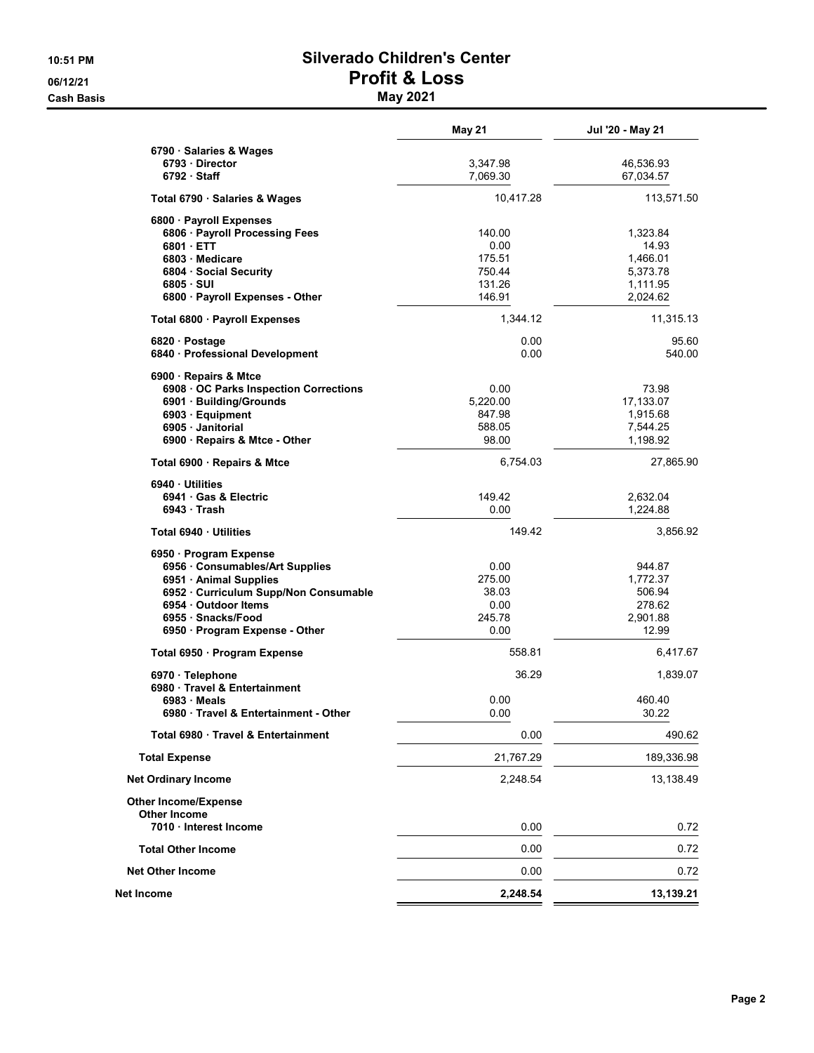# Silverado Children's Center

## Profit & Loss

### May 2021

10:51 PM
06/12/21
Cash Basis

| | May 21 | Jul '20 - May 21 |
|---|---|---|
| 6790 · Salaries & Wages | | |
| 6793 · Director | 3,347.98 | 46,536.93 |
| 6792 · Staff | 7,069.30 | 67,034.57 |
| **Total 6790 · Salaries & Wages** | 10,417.28 | 113,571.50 |
| 6800 · Payroll Expenses | | |
| 6806 · Payroll Processing Fees | 140.00 | 1,323.84 |
| 6801 · ETT | 0.00 | 14.93 |
| 6803 · Medicare | 175.51 | 1,466.01 |
| 6804 · Social Security | 750.44 | 5,373.78 |
| 6805 · SUI | 131.26 | 1,111.95 |
| 6800 · Payroll Expenses - Other | 146.91 | 2,024.62 |
| **Total 6800 · Payroll Expenses** | 1,344.12 | 11,315.13 |
| 6820 · Postage | 0.00 | 95.60 |
| 6840 · Professional Development | 0.00 | 540.00 |
| 6900 · Repairs & Mtce | | |
| 6908 · OC Parks Inspection Corrections | 0.00 | 73.98 |
| 6901 · Building/Grounds | 5,220.00 | 17,133.07 |
| 6903 · Equipment | 847.98 | 1,915.68 |
| 6905 · Janitorial | 588.05 | 7,544.25 |
| 6900 · Repairs & Mtce - Other | 98.00 | 1,198.92 |
| **Total 6900 · Repairs & Mtce** | 6,754.03 | 27,865.90 |
| 6940 · Utilities | | |
| 6941 · Gas & Electric | 149.42 | 2,632.04 |
| 6943 · Trash | 0.00 | 1,224.88 |
| **Total 6940 · Utilities** | 149.42 | 3,856.92 |
| 6950 · Program Expense | | |
| 6956 · Consumables/Art Supplies | 0.00 | 944.87 |
| 6951 · Animal Supplies | 275.00 | 1,772.37 |
| 6952 · Curriculum Supp/Non Consumable | 38.03 | 506.94 |
| 6954 · Outdoor Items | 0.00 | 278.62 |
| 6955 · Snacks/Food | 245.78 | 2,901.88 |
| 6950 · Program Expense - Other | 0.00 | 12.99 |
| **Total 6950 · Program Expense** | 558.81 | 6,417.67 |
| 6970 · Telephone | 36.29 | 1,839.07 |
| 6980 · Travel & Entertainment | | |
| 6983 · Meals | 0.00 | 460.40 |
| 6980 · Travel & Entertainment - Other | 0.00 | 30.22 |
| **Total 6980 · Travel & Entertainment** | 0.00 | 490.62 |
| **Total Expense** | 21,767.29 | 189,336.98 |
| **Net Ordinary Income** | 2,248.54 | 13,138.49 |
| **Other Income/Expense** | | |
| **Other Income** | | |
| 7010 · Interest Income | 0.00 | 0.72 |
| **Total Other Income** | 0.00 | 0.72 |
| **Net Other Income** | 0.00 | 0.72 |
| **Net Income** | **2,248.54** | **13,139.21** |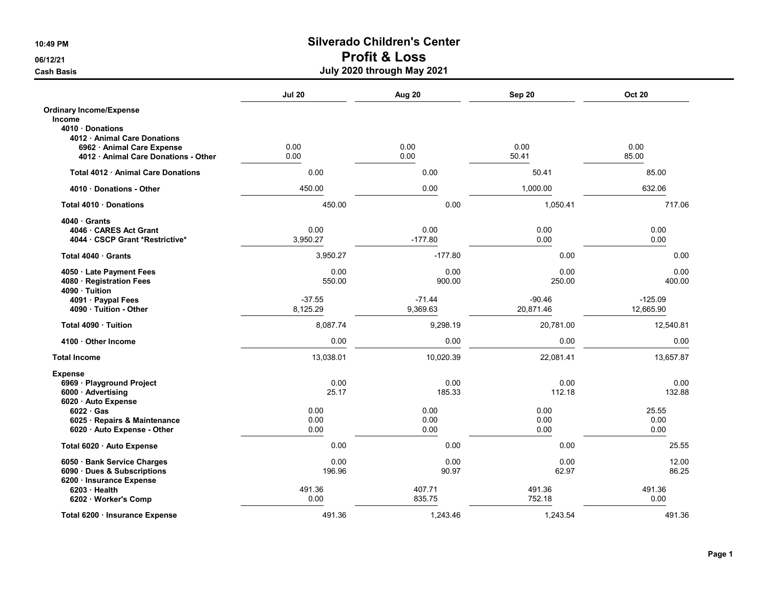# Silverado Children's Center

## Profit & Loss

### July 2020 through May 2021

10:49 PM
06/12/21
Cash Basis

| | Jul 20 | Aug 20 | Sep 20 | Oct 20 |
|---|---|---|---|---|
| **Ordinary Income/Expense** | | | | |
| **Income** | | | | |
| **4010 · Donations** | | | | |
| **4012 · Animal Care Donations** | | | | |
| **6962 · Animal Care Expense** | 0.00 | 0.00 | 0.00 | 0.00 |
| **4012 · Animal Care Donations - Other** | 0.00 | 0.00 | 50.41 | 85.00 |
| **Total 4012 · Animal Care Donations** | 0.00 | 0.00 | 50.41 | 85.00 |
| **4010 · Donations - Other** | 450.00 | 0.00 | 1,000.00 | 632.06 |
| **Total 4010 · Donations** | 450.00 | 0.00 | 1,050.41 | 717.06 |
| **4040 · Grants** | | | | |
| **4046 · CARES Act Grant** | 0.00 | 0.00 | 0.00 | 0.00 |
| **4044 · CSCP Grant *Restrictive*** | 3,950.27 | -177.80 | 0.00 | 0.00 |
| **Total 4040 · Grants** | 3,950.27 | -177.80 | 0.00 | 0.00 |
| **4050 · Late Payment Fees** | 0.00 | 0.00 | 0.00 | 0.00 |
| **4080 · Registration Fees** | 550.00 | 900.00 | 250.00 | 400.00 |
| **4090 · Tuition** | | | | |
| **4091 · Paypal Fees** | -37.55 | -71.44 | -90.46 | -125.09 |
| **4090 · Tuition - Other** | 8,125.29 | 9,369.63 | 20,871.46 | 12,665.90 |
| **Total 4090 · Tuition** | 8,087.74 | 9,298.19 | 20,781.00 | 12,540.81 |
| **4100 · Other Income** | 0.00 | 0.00 | 0.00 | 0.00 |
| **Total Income** | 13,038.01 | 10,020.39 | 22,081.41 | 13,657.87 |
| **Expense** | | | | |
| **6969 · Playground Project** | 0.00 | 0.00 | 0.00 | 0.00 |
| **6000 · Advertising** | 25.17 | 185.33 | 112.18 | 132.88 |
| **6020 · Auto Expense** | | | | |
| **6022 · Gas** | 0.00 | 0.00 | 0.00 | 25.55 |
| **6025 · Repairs & Maintenance** | 0.00 | 0.00 | 0.00 | 0.00 |
| **6020 · Auto Expense - Other** | 0.00 | 0.00 | 0.00 | 0.00 |
| **Total 6020 · Auto Expense** | 0.00 | 0.00 | 0.00 | 25.55 |
| **6050 · Bank Service Charges** | 0.00 | 0.00 | 0.00 | 12.00 |
| **6090 · Dues & Subscriptions** | 196.96 | 90.97 | 62.97 | 86.25 |
| **6200 · Insurance Expense** | | | | |
| **6203 · Health** | 491.36 | 407.71 | 491.36 | 491.36 |
| **6202 · Worker's Comp** | 0.00 | 835.75 | 752.18 | 0.00 |
| **Total 6200 · Insurance Expense** | 491.36 | 1,243.46 | 1,243.54 | 491.36 |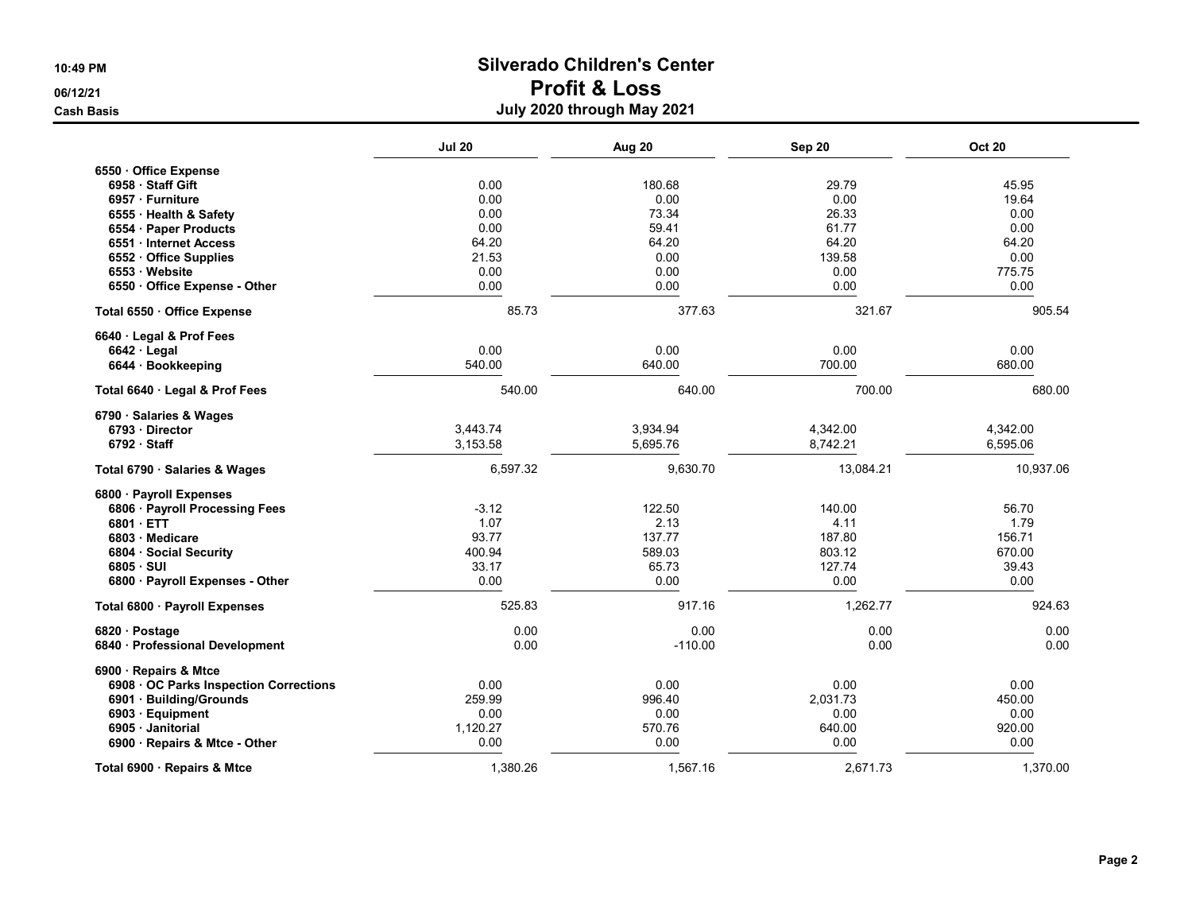# Silverado Children's Center
## Profit & Loss
### July 2020 through May 2021

10:49 PM
06/12/21
Cash Basis

| | Jul 20 | Aug 20 | Sep 20 | Oct 20 |
|---|---|---|---|---|
| **6550 · Office Expense** | | | | |
| **6958 · Staff Gift** | 0.00 | 180.68 | 29.79 | 45.95 |
| **6957 · Furniture** | 0.00 | 0.00 | 0.00 | 19.64 |
| **6555 · Health & Safety** | 0.00 | 73.34 | 26.33 | 0.00 |
| **6554 · Paper Products** | 0.00 | 59.41 | 61.77 | 0.00 |
| **6551 · Internet Access** | 64.20 | 64.20 | 64.20 | 64.20 |
| **6552 · Office Supplies** | 21.53 | 0.00 | 139.58 | 0.00 |
| **6553 · Website** | 0.00 | 0.00 | 0.00 | 775.75 |
| **6550 · Office Expense - Other** | 0.00 | 0.00 | 0.00 | 0.00 |
| **Total 6550 · Office Expense** | 85.73 | 377.63 | 321.67 | 905.54 |
| **6640 · Legal & Prof Fees** | | | | |
| **6642 · Legal** | 0.00 | 0.00 | 0.00 | 0.00 |
| **6644 · Bookkeeping** | 540.00 | 640.00 | 700.00 | 680.00 |
| **Total 6640 · Legal & Prof Fees** | 540.00 | 640.00 | 700.00 | 680.00 |
| **6790 · Salaries & Wages** | | | | |
| **6793 · Director** | 3,443.74 | 3,934.94 | 4,342.00 | 4,342.00 |
| **6792 · Staff** | 3,153.58 | 5,695.76 | 8,742.21 | 6,595.06 |
| **Total 6790 · Salaries & Wages** | 6,597.32 | 9,630.70 | 13,084.21 | 10,937.06 |
| **6800 · Payroll Expenses** | | | | |
| **6806 · Payroll Processing Fees** | -3.12 | 122.50 | 140.00 | 56.70 |
| **6801 · ETT** | 1.07 | 2.13 | 4.11 | 1.79 |
| **6803 · Medicare** | 93.77 | 137.77 | 187.80 | 156.71 |
| **6804 · Social Security** | 400.94 | 589.03 | 803.12 | 670.00 |
| **6805 · SUI** | 33.17 | 65.73 | 127.74 | 39.43 |
| **6800 · Payroll Expenses - Other** | 0.00 | 0.00 | 0.00 | 0.00 |
| **Total 6800 · Payroll Expenses** | 525.83 | 917.16 | 1,262.77 | 924.63 |
| **6820 · Postage** | 0.00 | 0.00 | 0.00 | 0.00 |
| **6840 · Professional Development** | 0.00 | -110.00 | 0.00 | 0.00 |
| **6900 · Repairs & Mtce** | | | | |
| **6908 · OC Parks Inspection Corrections** | 0.00 | 0.00 | 0.00 | 0.00 |
| **6901 · Building/Grounds** | 259.99 | 996.40 | 2,031.73 | 450.00 |
| **6903 · Equipment** | 0.00 | 0.00 | 0.00 | 0.00 |
| **6905 · Janitorial** | 1,120.27 | 570.76 | 640.00 | 920.00 |
| **6900 · Repairs & Mtce - Other** | 0.00 | 0.00 | 0.00 | 0.00 |
| **Total 6900 · Repairs & Mtce** | 1,380.26 | 1,567.16 | 2,671.73 | 1,370.00 |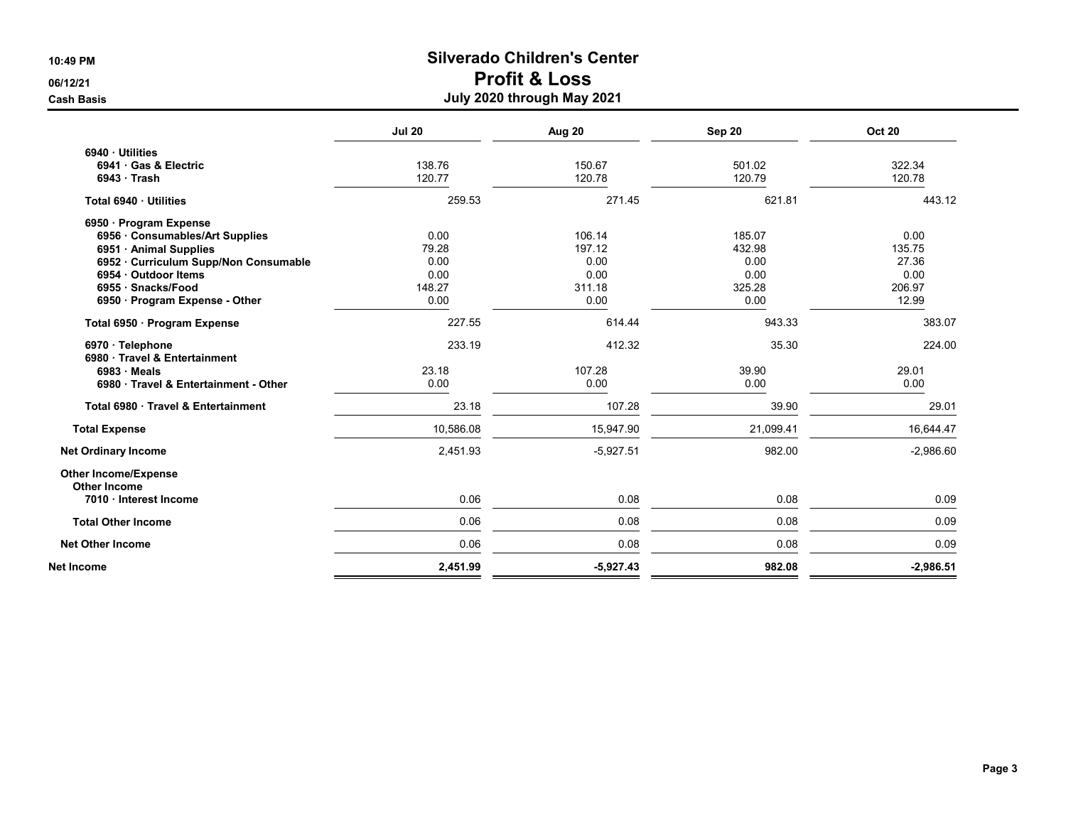# Silverado Children's Center
## Profit & Loss
### July 2020 through May 2021

10:49 PM
06/12/21
Cash Basis

| | Jul 20 | Aug 20 | Sep 20 | Oct 20 |
|---|---|---|---|---|
| 6940 · Utilities | | | | |
| 6941 · Gas & Electric | 138.76 | 150.67 | 501.02 | 322.34 |
| 6943 · Trash | 120.77 | 120.78 | 120.79 | 120.78 |
| **Total 6940 · Utilities** | 259.53 | 271.45 | 621.81 | 443.12 |
| 6950 · Program Expense | | | | |
| 6956 · Consumables/Art Supplies | 0.00 | 106.14 | 185.07 | 0.00 |
| 6951 · Animal Supplies | 79.28 | 197.12 | 432.98 | 135.75 |
| 6952 · Curriculum Supp/Non Consumable | 0.00 | 0.00 | 0.00 | 27.36 |
| 6954 · Outdoor Items | 0.00 | 0.00 | 0.00 | 0.00 |
| 6955 · Snacks/Food | 148.27 | 311.18 | 325.28 | 206.97 |
| 6950 · Program Expense - Other | 0.00 | 0.00 | 0.00 | 12.99 |
| **Total 6950 · Program Expense** | 227.55 | 614.44 | 943.33 | 383.07 |
| 6970 · Telephone | 233.19 | 412.32 | 35.30 | 224.00 |
| 6980 · Travel & Entertainment | | | | |
| 6983 · Meals | 23.18 | 107.28 | 39.90 | 29.01 |
| 6980 · Travel & Entertainment - Other | 0.00 | 0.00 | 0.00 | 0.00 |
| **Total 6980 · Travel & Entertainment** | 23.18 | 107.28 | 39.90 | 29.01 |
| **Total Expense** | 10,586.08 | 15,947.90 | 21,099.41 | 16,644.47 |
| **Net Ordinary Income** | 2,451.93 | -5,927.51 | 982.00 | -2,986.60 |
| **Other Income/Expense** | | | | |
| **Other Income** | | | | |
| 7010 · Interest Income | 0.06 | 0.08 | 0.08 | 0.09 |
| **Total Other Income** | 0.06 | 0.08 | 0.08 | 0.09 |
| **Net Other Income** | 0.06 | 0.08 | 0.08 | 0.09 |
| **Net Income** | **2,451.99** | **-5,927.43** | **982.08** | **-2,986.51** |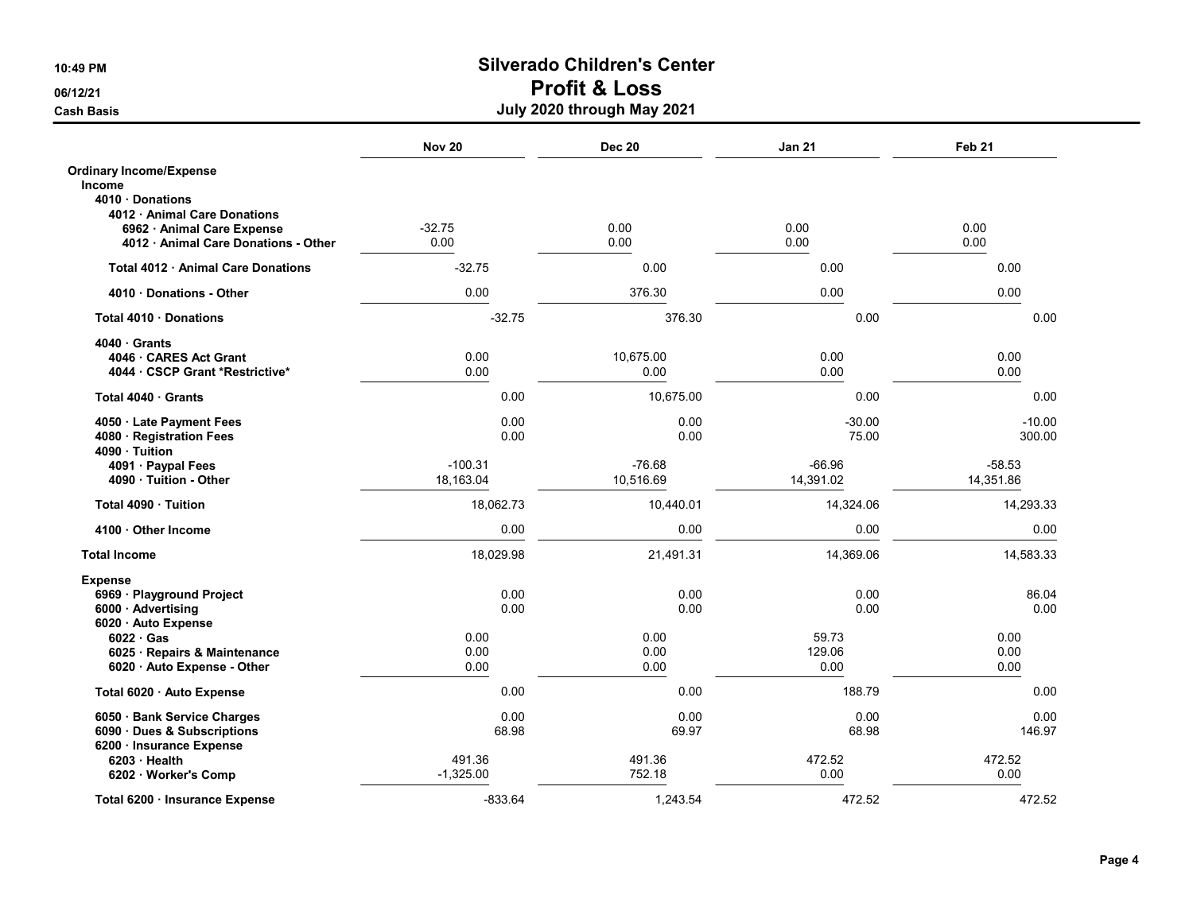# Silverado Children's Center
## Profit & Loss
### July 2020 through May 2021

10:49 PM
06/12/21
Cash Basis

| | Nov 20 | Dec 20 | Jan 21 | Feb 21 |
|---|---|---|---|---|
| **Ordinary Income/Expense** | | | | |
| **Income** | | | | |
| **4010 · Donations** | | | | |
| **4012 · Animal Care Donations** | | | | |
| **6962 · Animal Care Expense** | -32.75 | 0.00 | 0.00 | 0.00 |
| **4012 · Animal Care Donations - Other** | 0.00 | 0.00 | 0.00 | 0.00 |
| **Total 4012 · Animal Care Donations** | -32.75 | 0.00 | 0.00 | 0.00 |
| **4010 · Donations - Other** | 0.00 | 376.30 | 0.00 | 0.00 |
| **Total 4010 · Donations** | -32.75 | 376.30 | 0.00 | 0.00 |
| **4040 · Grants** | | | | |
| **4046 · CARES Act Grant** | 0.00 | 10,675.00 | 0.00 | 0.00 |
| **4044 · CSCP Grant *Restrictive*** | 0.00 | 0.00 | 0.00 | 0.00 |
| **Total 4040 · Grants** | 0.00 | 10,675.00 | 0.00 | 0.00 |
| **4050 · Late Payment Fees** | 0.00 | 0.00 | -30.00 | -10.00 |
| **4080 · Registration Fees** | 0.00 | 0.00 | 75.00 | 300.00 |
| **4090 · Tuition** | | | | |
| **4091 · Paypal Fees** | -100.31 | -76.68 | -66.96 | -58.53 |
| **4090 · Tuition - Other** | 18,163.04 | 10,516.69 | 14,391.02 | 14,351.86 |
| **Total 4090 · Tuition** | 18,062.73 | 10,440.01 | 14,324.06 | 14,293.33 |
| **4100 · Other Income** | 0.00 | 0.00 | 0.00 | 0.00 |
| **Total Income** | 18,029.98 | 21,491.31 | 14,369.06 | 14,583.33 |
| **Expense** | | | | |
| **6969 · Playground Project** | 0.00 | 0.00 | 0.00 | 86.04 |
| **6000 · Advertising** | 0.00 | 0.00 | 0.00 | 0.00 |
| **6020 · Auto Expense** | | | | |
| **6022 · Gas** | 0.00 | 0.00 | 59.73 | 0.00 |
| **6025 · Repairs & Maintenance** | 0.00 | 0.00 | 129.06 | 0.00 |
| **6020 · Auto Expense - Other** | 0.00 | 0.00 | 0.00 | 0.00 |
| **Total 6020 · Auto Expense** | 0.00 | 0.00 | 188.79 | 0.00 |
| **6050 · Bank Service Charges** | 0.00 | 0.00 | 0.00 | 0.00 |
| **6090 · Dues & Subscriptions** | 68.98 | 69.97 | 68.98 | 146.97 |
| **6200 · Insurance Expense** | | | | |
| **6203 · Health** | 491.36 | 491.36 | 472.52 | 472.52 |
| **6202 · Worker's Comp** | -1,325.00 | 752.18 | 0.00 | 0.00 |
| **Total 6200 · Insurance Expense** | -833.64 | 1,243.54 | 472.52 | 472.52 |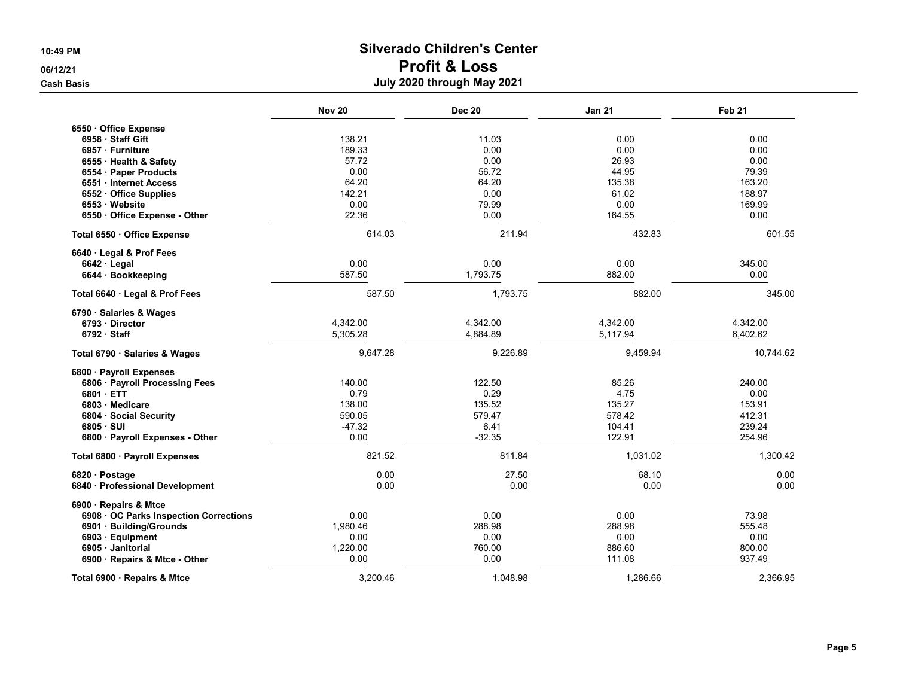# Silverado Children's Center
## Profit & Loss
### July 2020 through May 2021

10:49 PM
06/12/21
Cash Basis

| | Nov 20 | Dec 20 | Jan 21 | Feb 21 |
|---|---|---|---|---|
| **6550 · Office Expense** | | | | |
| **6958 · Staff Gift** | 138.21 | 11.03 | 0.00 | 0.00 |
| **6957 · Furniture** | 189.33 | 0.00 | 0.00 | 0.00 |
| **6555 · Health & Safety** | 57.72 | 0.00 | 26.93 | 0.00 |
| **6554 · Paper Products** | 0.00 | 56.72 | 44.95 | 79.39 |
| **6551 · Internet Access** | 64.20 | 64.20 | 135.38 | 163.20 |
| **6552 · Office Supplies** | 142.21 | 0.00 | 61.02 | 188.97 |
| **6553 · Website** | 0.00 | 79.99 | 0.00 | 169.99 |
| **6550 · Office Expense - Other** | 22.36 | 0.00 | 164.55 | 0.00 |
| **Total 6550 · Office Expense** | 614.03 | 211.94 | 432.83 | 601.55 |
| **6640 · Legal & Prof Fees** | | | | |
| **6642 · Legal** | 0.00 | 0.00 | 0.00 | 345.00 |
| **6644 · Bookkeeping** | 587.50 | 1,793.75 | 882.00 | 0.00 |
| **Total 6640 · Legal & Prof Fees** | 587.50 | 1,793.75 | 882.00 | 345.00 |
| **6790 · Salaries & Wages** | | | | |
| **6793 · Director** | 4,342.00 | 4,342.00 | 4,342.00 | 4,342.00 |
| **6792 · Staff** | 5,305.28 | 4,884.89 | 5,117.94 | 6,402.62 |
| **Total 6790 · Salaries & Wages** | 9,647.28 | 9,226.89 | 9,459.94 | 10,744.62 |
| **6800 · Payroll Expenses** | | | | |
| **6806 · Payroll Processing Fees** | 140.00 | 122.50 | 85.26 | 240.00 |
| **6801 · ETT** | 0.79 | 0.29 | 4.75 | 0.00 |
| **6803 · Medicare** | 138.00 | 135.52 | 135.27 | 153.91 |
| **6804 · Social Security** | 590.05 | 579.47 | 578.42 | 412.31 |
| **6805 · SUI** | -47.32 | 6.41 | 104.41 | 239.24 |
| **6800 · Payroll Expenses - Other** | 0.00 | -32.35 | 122.91 | 254.96 |
| **Total 6800 · Payroll Expenses** | 821.52 | 811.84 | 1,031.02 | 1,300.42 |
| **6820 · Postage** | 0.00 | 27.50 | 68.10 | 0.00 |
| **6840 · Professional Development** | 0.00 | 0.00 | 0.00 | 0.00 |
| **6900 · Repairs & Mtce** | | | | |
| **6908 · OC Parks Inspection Corrections** | 0.00 | 0.00 | 0.00 | 73.98 |
| **6901 · Building/Grounds** | 1,980.46 | 288.98 | 288.98 | 555.48 |
| **6903 · Equipment** | 0.00 | 0.00 | 0.00 | 0.00 |
| **6905 · Janitorial** | 1,220.00 | 760.00 | 886.60 | 800.00 |
| **6900 · Repairs & Mtce - Other** | 0.00 | 0.00 | 111.08 | 937.49 |
| **Total 6900 · Repairs & Mtce** | 3,200.46 | 1,048.98 | 1,286.66 | 2,366.95 |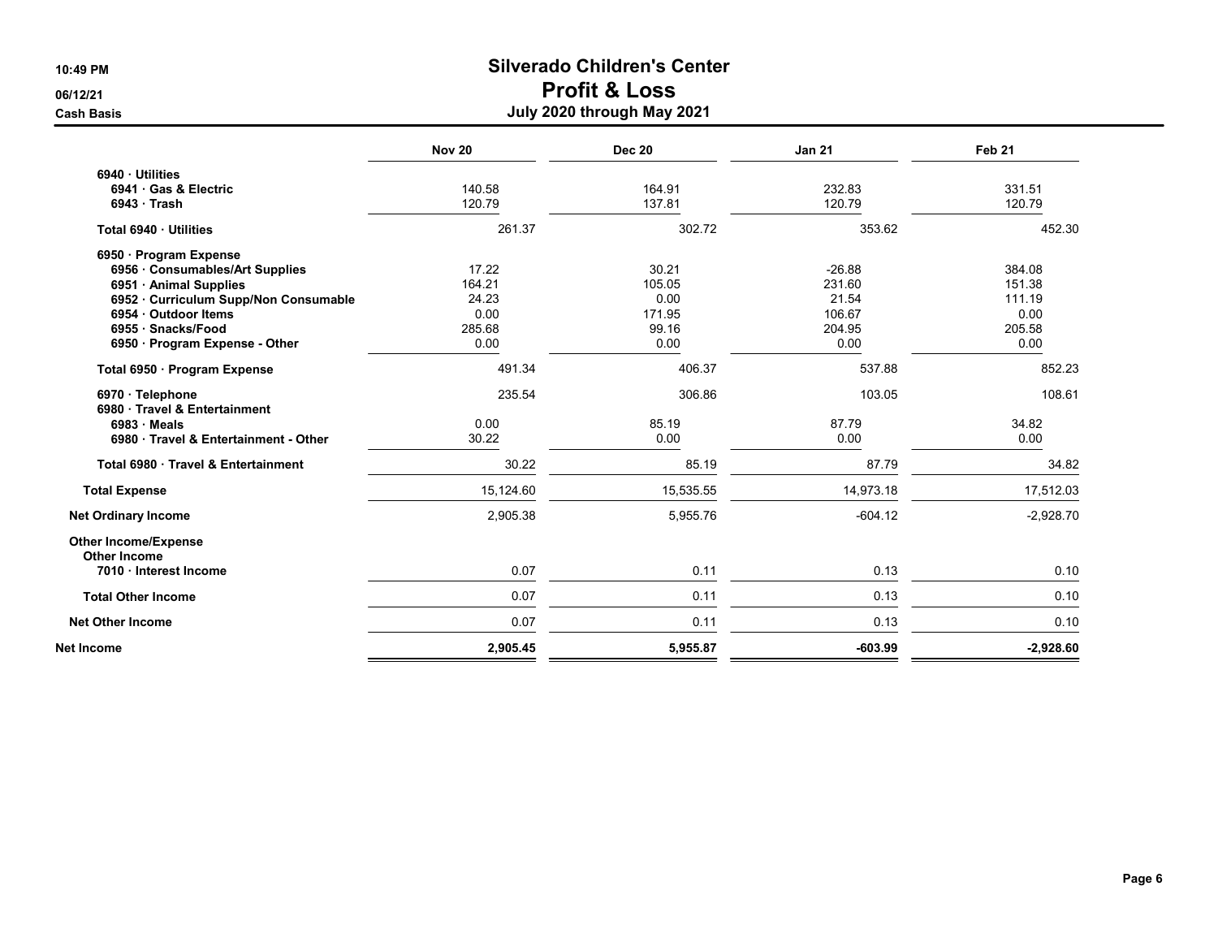# Silverado Children's Center

## Profit & Loss

### July 2020 through May 2021

10:49 PM
06/12/21
Cash Basis

| | Nov 20 | Dec 20 | Jan 21 | Feb 21 |
|---|---|---|---|---|
| **6940 · Utilities** | | | | |
| **6941 · Gas & Electric** | 140.58 | 164.91 | 232.83 | 331.51 |
| **6943 · Trash** | 120.79 | 137.81 | 120.79 | 120.79 |
| **Total 6940 · Utilities** | 261.37 | 302.72 | 353.62 | 452.30 |
| **6950 · Program Expense** | | | | |
| **6956 · Consumables/Art Supplies** | 17.22 | 30.21 | -26.88 | 384.08 |
| **6951 · Animal Supplies** | 164.21 | 105.05 | 231.60 | 151.38 |
| **6952 · Curriculum Supp/Non Consumable** | 24.23 | 0.00 | 21.54 | 111.19 |
| **6954 · Outdoor Items** | 0.00 | 171.95 | 106.67 | 0.00 |
| **6955 · Snacks/Food** | 285.68 | 99.16 | 204.95 | 205.58 |
| **6950 · Program Expense - Other** | 0.00 | 0.00 | 0.00 | 0.00 |
| **Total 6950 · Program Expense** | 491.34 | 406.37 | 537.88 | 852.23 |
| **6970 · Telephone** | 235.54 | 306.86 | 103.05 | 108.61 |
| **6980 · Travel & Entertainment** | | | | |
| **6983 · Meals** | 0.00 | 85.19 | 87.79 | 34.82 |
| **6980 · Travel & Entertainment - Other** | 30.22 | 0.00 | 0.00 | 0.00 |
| **Total 6980 · Travel & Entertainment** | 30.22 | 85.19 | 87.79 | 34.82 |
| **Total Expense** | 15,124.60 | 15,535.55 | 14,973.18 | 17,512.03 |
| **Net Ordinary Income** | 2,905.38 | 5,955.76 | -604.12 | -2,928.70 |
| **Other Income/Expense** | | | | |
| **Other Income** | | | | |
| **7010 · Interest Income** | 0.07 | 0.11 | 0.13 | 0.10 |
| **Total Other Income** | 0.07 | 0.11 | 0.13 | 0.10 |
| **Net Other Income** | 0.07 | 0.11 | 0.13 | 0.10 |
| **Net Income** | **2,905.45** | **5,955.87** | **-603.99** | **-2,928.60** |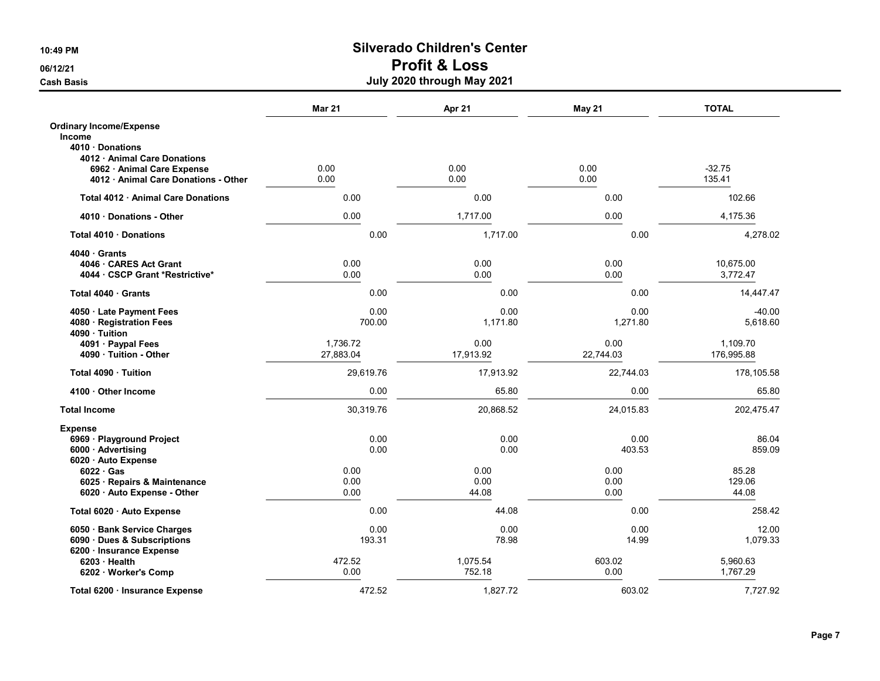# Silverado Children's Center
## Profit & Loss
### July 2020 through May 2021

10:49 PM
06/12/21
Cash Basis

| | Mar 21 | Apr 21 | May 21 | TOTAL |
|---|---|---|---|---|
| **Ordinary Income/Expense** | | | | |
| **Income** | | | | |
| **4010 · Donations** | | | | |
| **4012 · Animal Care Donations** | | | | |
| **6962 · Animal Care Expense** | 0.00 | 0.00 | 0.00 | -32.75 |
| **4012 · Animal Care Donations - Other** | 0.00 | 0.00 | 0.00 | 135.41 |
| **Total 4012 · Animal Care Donations** | 0.00 | 0.00 | 0.00 | 102.66 |
| **4010 · Donations - Other** | 0.00 | 1,717.00 | 0.00 | 4,175.36 |
| **Total 4010 · Donations** | 0.00 | 1,717.00 | 0.00 | 4,278.02 |
| **4040 · Grants** | | | | |
| **4046 · CARES Act Grant** | 0.00 | 0.00 | 0.00 | 10,675.00 |
| **4044 · CSCP Grant *Restrictive*** | 0.00 | 0.00 | 0.00 | 3,772.47 |
| **Total 4040 · Grants** | 0.00 | 0.00 | 0.00 | 14,447.47 |
| **4050 · Late Payment Fees** | 0.00 | 0.00 | 0.00 | -40.00 |
| **4080 · Registration Fees** | 700.00 | 1,171.80 | 1,271.80 | 5,618.60 |
| **4090 · Tuition** | | | | |
| **4091 · Paypal Fees** | 1,736.72 | 0.00 | 0.00 | 1,109.70 |
| **4090 · Tuition - Other** | 27,883.04 | 17,913.92 | 22,744.03 | 176,995.88 |
| **Total 4090 · Tuition** | 29,619.76 | 17,913.92 | 22,744.03 | 178,105.58 |
| **4100 · Other Income** | 0.00 | 65.80 | 0.00 | 65.80 |
| **Total Income** | 30,319.76 | 20,868.52 | 24,015.83 | 202,475.47 |
| **Expense** | | | | |
| **6969 · Playground Project** | 0.00 | 0.00 | 0.00 | 86.04 |
| **6000 · Advertising** | 0.00 | 0.00 | 403.53 | 859.09 |
| **6020 · Auto Expense** | | | | |
| **6022 · Gas** | 0.00 | 0.00 | 0.00 | 85.28 |
| **6025 · Repairs & Maintenance** | 0.00 | 0.00 | 0.00 | 129.06 |
| **6020 · Auto Expense - Other** | 0.00 | 44.08 | 0.00 | 44.08 |
| **Total 6020 · Auto Expense** | 0.00 | 44.08 | 0.00 | 258.42 |
| **6050 · Bank Service Charges** | 0.00 | 0.00 | 0.00 | 12.00 |
| **6090 · Dues & Subscriptions** | 193.31 | 78.98 | 14.99 | 1,079.33 |
| **6200 · Insurance Expense** | | | | |
| **6203 · Health** | 472.52 | 1,075.54 | 603.02 | 5,960.63 |
| **6202 · Worker's Comp** | 0.00 | 752.18 | 0.00 | 1,767.29 |
| **Total 6200 · Insurance Expense** | 472.52 | 1,827.72 | 603.02 | 7,727.92 |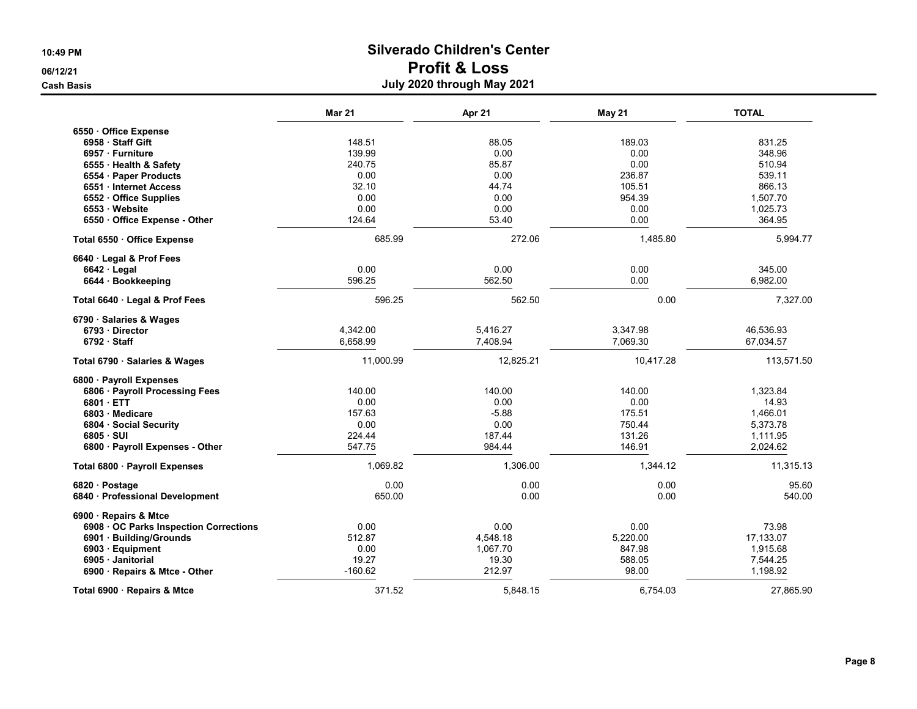# Silverado Children's Center

## Profit & Loss

### July 2020 through May 2021

10:49 PM
06/12/21
Cash Basis

| | Mar 21 | Apr 21 | May 21 | TOTAL |
|---|---|---|---|---|
| **6550 · Office Expense** | | | | |
| 6958 · Staff Gift | 148.51 | 88.05 | 189.03 | 831.25 |
| 6957 · Furniture | 139.99 | 0.00 | 0.00 | 348.96 |
| 6555 · Health & Safety | 240.75 | 85.87 | 0.00 | 510.94 |
| 6554 · Paper Products | 0.00 | 0.00 | 236.87 | 539.11 |
| 6551 · Internet Access | 32.10 | 44.74 | 105.51 | 866.13 |
| 6552 · Office Supplies | 0.00 | 0.00 | 954.39 | 1,507.70 |
| 6553 · Website | 0.00 | 0.00 | 0.00 | 1,025.73 |
| 6550 · Office Expense - Other | 124.64 | 53.40 | 0.00 | 364.95 |
| **Total 6550 · Office Expense** | 685.99 | 272.06 | 1,485.80 | 5,994.77 |
| **6640 · Legal & Prof Fees** | | | | |
| 6642 · Legal | 0.00 | 0.00 | 0.00 | 345.00 |
| 6644 · Bookkeeping | 596.25 | 562.50 | 0.00 | 6,982.00 |
| **Total 6640 · Legal & Prof Fees** | 596.25 | 562.50 | 0.00 | 7,327.00 |
| **6790 · Salaries & Wages** | | | | |
| 6793 · Director | 4,342.00 | 5,416.27 | 3,347.98 | 46,536.93 |
| 6792 · Staff | 6,658.99 | 7,408.94 | 7,069.30 | 67,034.57 |
| **Total 6790 · Salaries & Wages** | 11,000.99 | 12,825.21 | 10,417.28 | 113,571.50 |
| **6800 · Payroll Expenses** | | | | |
| 6806 · Payroll Processing Fees | 140.00 | 140.00 | 140.00 | 1,323.84 |
| 6801 · ETT | 0.00 | 0.00 | 0.00 | 14.93 |
| 6803 · Medicare | 157.63 | -5.88 | 175.51 | 1,466.01 |
| 6804 · Social Security | 0.00 | 0.00 | 750.44 | 5,373.78 |
| 6805 · SUI | 224.44 | 187.44 | 131.26 | 1,111.95 |
| 6800 · Payroll Expenses - Other | 547.75 | 984.44 | 146.91 | 2,024.62 |
| **Total 6800 · Payroll Expenses** | 1,069.82 | 1,306.00 | 1,344.12 | 11,315.13 |
| **6820 · Postage** | 0.00 | 0.00 | 0.00 | 95.60 |
| **6840 · Professional Development** | 650.00 | 0.00 | 0.00 | 540.00 |
| **6900 · Repairs & Mtce** | | | | |
| 6908 · OC Parks Inspection Corrections | 0.00 | 0.00 | 0.00 | 73.98 |
| 6901 · Building/Grounds | 512.87 | 4,548.18 | 5,220.00 | 17,133.07 |
| 6903 · Equipment | 0.00 | 1,067.70 | 847.98 | 1,915.68 |
| 6905 · Janitorial | 19.27 | 19.30 | 588.05 | 7,544.25 |
| 6900 · Repairs & Mtce - Other | -160.62 | 212.97 | 98.00 | 1,198.92 |
| **Total 6900 · Repairs & Mtce** | 371.52 | 5,848.15 | 6,754.03 | 27,865.90 |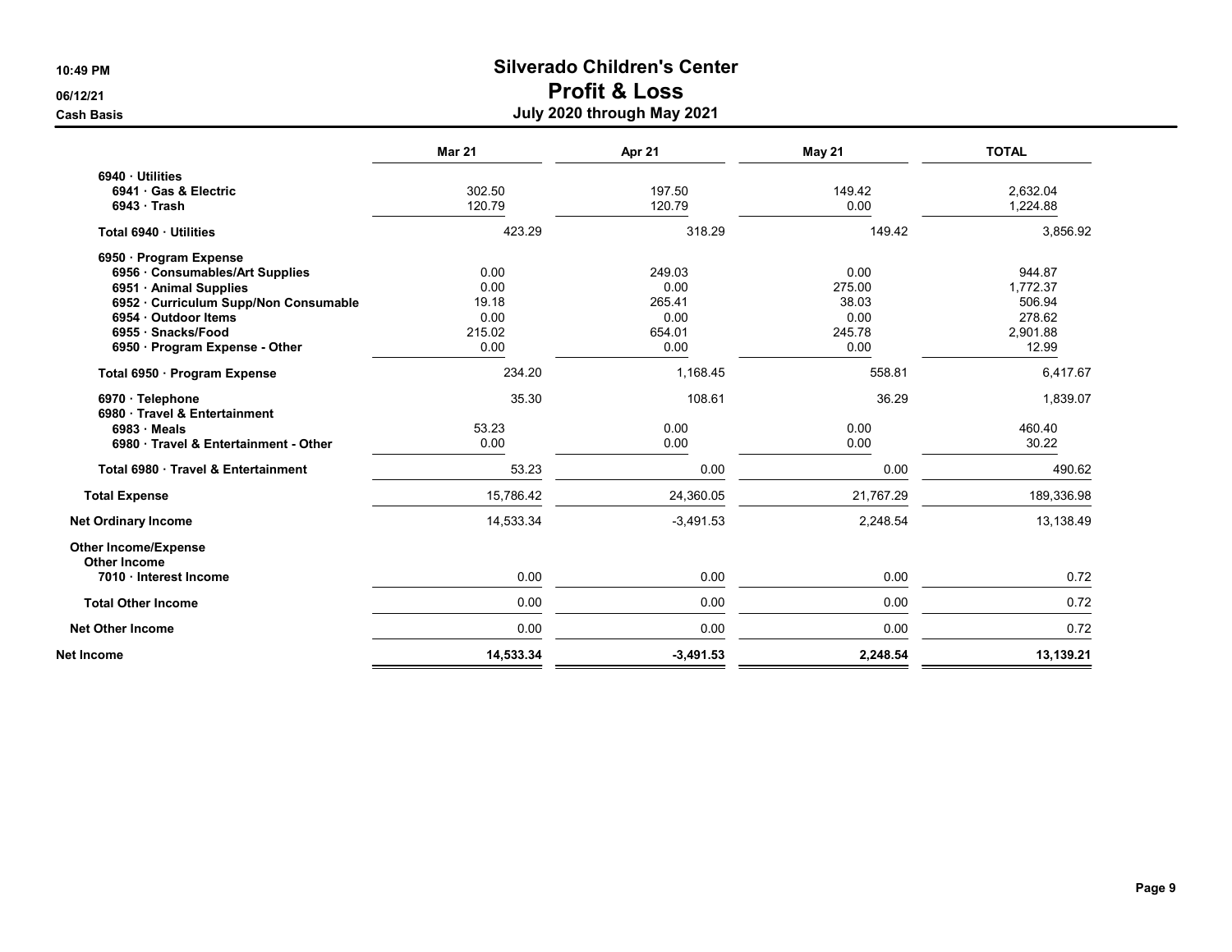# Silverado Children's Center

## Profit & Loss

### July 2020 through May 2021

10:49 PM
06/12/21
Cash Basis

| | Mar 21 | Apr 21 | May 21 | TOTAL |
|---|---|---|---|---|
| **6940 · Utilities** | | | | |
| **6941 · Gas & Electric** | 302.50 | 197.50 | 149.42 | 2,632.04 |
| **6943 · Trash** | 120.79 | 120.79 | 0.00 | 1,224.88 |
| **Total 6940 · Utilities** | 423.29 | 318.29 | 149.42 | 3,856.92 |
| **6950 · Program Expense** | | | | |
| **6956 · Consumables/Art Supplies** | 0.00 | 249.03 | 0.00 | 944.87 |
| **6951 · Animal Supplies** | 0.00 | 0.00 | 275.00 | 1,772.37 |
| **6952 · Curriculum Supp/Non Consumable** | 19.18 | 265.41 | 38.03 | 506.94 |
| **6954 · Outdoor Items** | 0.00 | 0.00 | 0.00 | 278.62 |
| **6955 · Snacks/Food** | 215.02 | 654.01 | 245.78 | 2,901.88 |
| **6950 · Program Expense - Other** | 0.00 | 0.00 | 0.00 | 12.99 |
| **Total 6950 · Program Expense** | 234.20 | 1,168.45 | 558.81 | 6,417.67 |
| **6970 · Telephone** | 35.30 | 108.61 | 36.29 | 1,839.07 |
| **6980 · Travel & Entertainment** | | | | |
| **6983 · Meals** | 53.23 | 0.00 | 0.00 | 460.40 |
| **6980 · Travel & Entertainment - Other** | 0.00 | 0.00 | 0.00 | 30.22 |
| **Total 6980 · Travel & Entertainment** | 53.23 | 0.00 | 0.00 | 490.62 |
| **Total Expense** | 15,786.42 | 24,360.05 | 21,767.29 | 189,336.98 |
| **Net Ordinary Income** | 14,533.34 | -3,491.53 | 2,248.54 | 13,138.49 |
| **Other Income/Expense** | | | | |
| **Other Income** | | | | |
| **7010 · Interest Income** | 0.00 | 0.00 | 0.00 | 0.72 |
| **Total Other Income** | 0.00 | 0.00 | 0.00 | 0.72 |
| **Net Other Income** | 0.00 | 0.00 | 0.00 | 0.72 |
| **Net Income** | **14,533.34** | **-3,491.53** | **2,248.54** | **13,139.21** |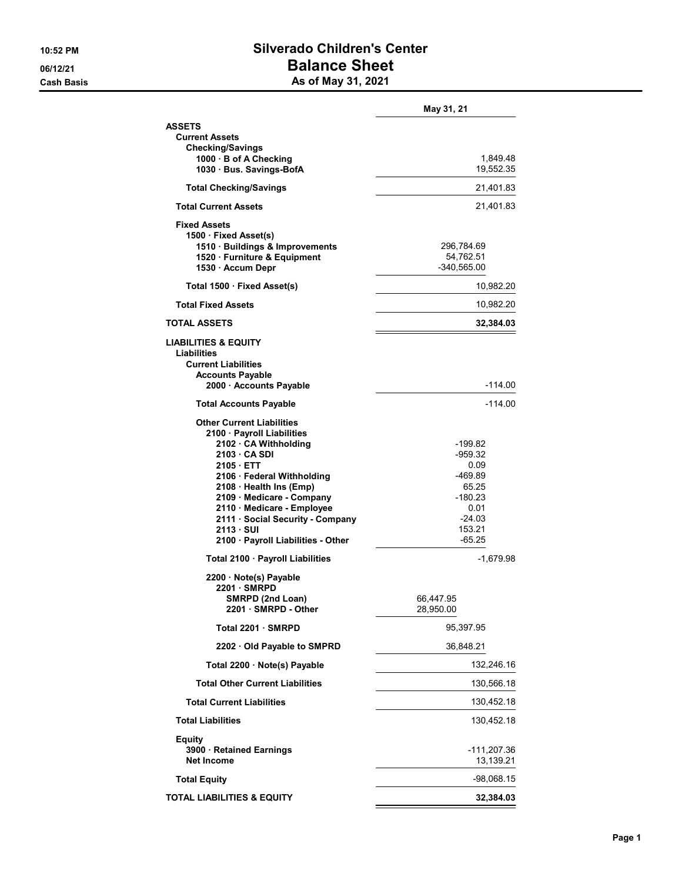10:52 PM
06/12/21
Cash Basis

# Silverado Children's Center
# Balance Sheet
## As of May 31, 2021

| | | May 31, 21 |
|---|---|---|
| **ASSETS** | | |
| **Current Assets** | | |
| **Checking/Savings** | | |
| **1000 · B of A Checking** | | 1,849.48 |
| **1030 · Bus. Savings-BofA** | | 19,552.35 |
| **Total Checking/Savings** | | 21,401.83 |
| **Total Current Assets** | | 21,401.83 |
| **Fixed Assets** | | |
| **1500 · Fixed Asset(s)** | | |
| **1510 · Buildings & Improvements** | 296,784.69 | |
| **1520 · Furniture & Equipment** | 54,762.51 | |
| **1530 · Accum Depr** | -340,565.00 | |
| **Total 1500 · Fixed Asset(s)** | | 10,982.20 |
| **Total Fixed Assets** | | 10,982.20 |
| **TOTAL ASSETS** | | **32,384.03** |
| **LIABILITIES & EQUITY** | | |
| **Liabilities** | | |
| **Current Liabilities** | | |
| **Accounts Payable** | | |
| **2000 · Accounts Payable** | | -114.00 |
| **Total Accounts Payable** | | -114.00 |
| **Other Current Liabilities** | | |
| **2100 · Payroll Liabilities** | | |
| **2102 · CA Withholding** | -199.82 | |
| **2103 · CA SDI** | -959.32 | |
| **2105 · ETT** | 0.09 | |
| **2106 · Federal Withholding** | -469.89 | |
| **2108 · Health Ins (Emp)** | 65.25 | |
| **2109 · Medicare - Company** | -180.23 | |
| **2110 · Medicare - Employee** | 0.01 | |
| **2111 · Social Security - Company** | -24.03 | |
| **2113 · SUI** | 153.21 | |
| **2100 · Payroll Liabilities - Other** | -65.25 | |
| **Total 2100 · Payroll Liabilities** | | -1,679.98 |
| **2200 · Note(s) Payable** | | |
| **2201 · SMRPD** | | |
| **SMRPD (2nd Loan)** | 66,447.95 | |
| **2201 · SMRPD - Other** | 28,950.00 | |
| **Total 2201 · SMRPD** | 95,397.95 | |
| **2202 · Old Payable to SMPRD** | 36,848.21 | |
| **Total 2200 · Note(s) Payable** | | 132,246.16 |
| **Total Other Current Liabilities** | | 130,566.18 |
| **Total Current Liabilities** | | 130,452.18 |
| **Total Liabilities** | | 130,452.18 |
| **Equity** | | |
| **3900 · Retained Earnings** | | -111,207.36 |
| **Net Income** | | 13,139.21 |
| **Total Equity** | | -98,068.15 |
| **TOTAL LIABILITIES & EQUITY** | | **32,384.03** |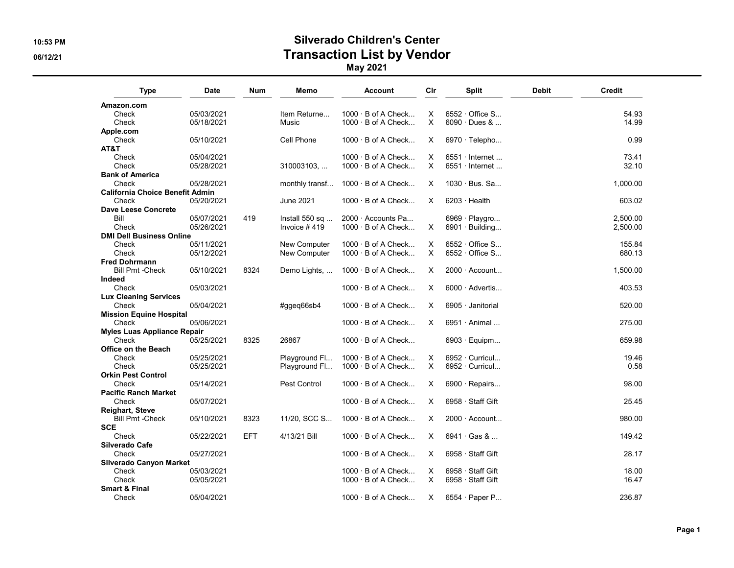# Silverado Children's Center

## Transaction List by Vendor

### May 2021

| Type | Date | Num | Memo | Account | Clr | Split | Debit | Credit |
|---|---|---|---|---|---|---|---|---|
| **Amazon.com** | | | | | | | | |
| Check | 05/03/2021 | | Item Returne... | 1000 · B of A Check... | X | 6552 · Office S... | | 54.93 |
| Check | 05/18/2021 | | Music | 1000 · B of A Check... | X | 6090 · Dues & ... | | 14.99 |
| **Apple.com** | | | | | | | | |
| Check | 05/10/2021 | | Cell Phone | 1000 · B of A Check... | X | 6970 · Telepho... | | 0.99 |
| **AT&T** | | | | | | | | |
| Check | 05/04/2021 | | | 1000 · B of A Check... | X | 6551 · Internet ... | | 73.41 |
| Check | 05/28/2021 | | 310003103, ... | 1000 · B of A Check... | X | 6551 · Internet ... | | 32.10 |
| **Bank of America** | | | | | | | | |
| Check | 05/28/2021 | | monthly transf... | 1000 · B of A Check... | X | 1030 · Bus. Sa... | | 1,000.00 |
| **California Choice Benefit Admin** | | | | | | | | |
| Check | 05/20/2021 | | June 2021 | 1000 · B of A Check... | X | 6203 · Health | | 603.02 |
| **Dave Leese Concrete** | | | | | | | | |
| Bill | 05/07/2021 | 419 | Install 550 sq ... | 2000 · Accounts Pa... | | 6969 · Playgro... | | 2,500.00 |
| Check | 05/26/2021 | | Invoice # 419 | 1000 · B of A Check... | X | 6901 · Building... | | 2,500.00 |
| **DMI Dell Business Online** | | | | | | | | |
| Check | 05/11/2021 | | New Computer | 1000 · B of A Check... | X | 6552 · Office S... | | 155.84 |
| Check | 05/12/2021 | | New Computer | 1000 · B of A Check... | X | 6552 · Office S... | | 680.13 |
| **Fred Dohrmann** | | | | | | | | |
| Bill Pmt -Check | 05/10/2021 | 8324 | Demo Lights, ... | 1000 · B of A Check... | X | 2000 · Account... | | 1,500.00 |
| **Indeed** | | | | | | | | |
| Check | 05/03/2021 | | | 1000 · B of A Check... | X | 6000 · Advertis... | | 403.53 |
| **Lux Cleaning Services** | | | | | | | | |
| Check | 05/04/2021 | | #ggeq66sb4 | 1000 · B of A Check... | X | 6905 · Janitorial | | 520.00 |
| **Mission Equine Hospital** | | | | | | | | |
| Check | 05/06/2021 | | | 1000 · B of A Check... | X | 6951 · Animal ... | | 275.00 |
| **Myles Luas Appliance Repair** | | | | | | | | |
| Check | 05/25/2021 | 8325 | 26867 | 1000 · B of A Check... | | 6903 · Equipm... | | 659.98 |
| **Office on the Beach** | | | | | | | | |
| Check | 05/25/2021 | | Playground Fl... | 1000 · B of A Check... | X | 6952 · Curricul... | | 19.46 |
| Check | 05/25/2021 | | Playground Fl... | 1000 · B of A Check... | X | 6952 · Curricul... | | 0.58 |
| **Orkin Pest Control** | | | | | | | | |
| Check | 05/14/2021 | | Pest Control | 1000 · B of A Check... | X | 6900 · Repairs... | | 98.00 |
| **Pacific Ranch Market** | | | | | | | | |
| Check | 05/07/2021 | | | 1000 · B of A Check... | X | 6958 · Staff Gift | | 25.45 |
| **Reighart, Steve** | | | | | | | | |
| Bill Pmt -Check | 05/10/2021 | 8323 | 11/20, SCC S... | 1000 · B of A Check... | X | 2000 · Account... | | 980.00 |
| **SCE** | | | | | | | | |
| Check | 05/22/2021 | EFT | 4/13/21 Bill | 1000 · B of A Check... | X | 6941 · Gas & ... | | 149.42 |
| **Silverado Cafe** | | | | | | | | |
| Check | 05/27/2021 | | | 1000 · B of A Check... | X | 6958 · Staff Gift | | 28.17 |
| **Silverado Canyon Market** | | | | | | | | |
| Check | 05/03/2021 | | | 1000 · B of A Check... | X | 6958 · Staff Gift | | 18.00 |
| Check | 05/05/2021 | | | 1000 · B of A Check... | X | 6958 · Staff Gift | | 16.47 |
| **Smart & Final** | | | | | | | | |
| Check | 05/04/2021 | | | 1000 · B of A Check... | X | 6554 · Paper P... | | 236.87 |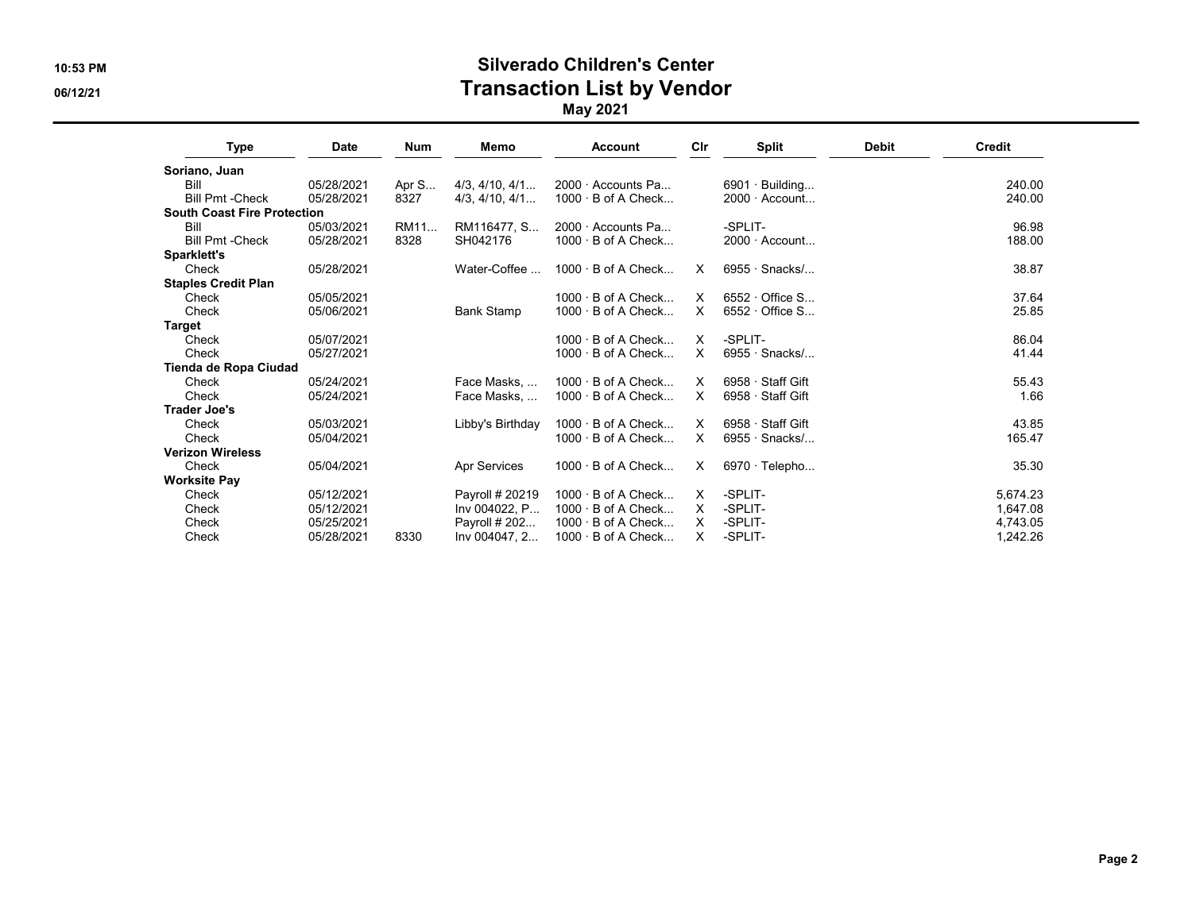# Silverado Children's Center

## Transaction List by Vendor

**May 2021**

| Type | Date | Num | Memo | Account | Clr | Split | Debit | Credit |
|---|---|---|---|---|---|---|---|---|
| **Soriano, Juan** | | | | | | | | |
| Bill | 05/28/2021 | Apr S... | 4/3, 4/10, 4/1... | 2000 · Accounts Pa... | | 6901 · Building... | | 240.00 |
| Bill Pmt -Check | 05/28/2021 | 8327 | 4/3, 4/10, 4/1... | 1000 · B of A Check... | | 2000 · Account... | | 240.00 |
| **South Coast Fire Protection** | | | | | | | | |
| Bill | 05/03/2021 | RM11... | RM116477, S... | 2000 · Accounts Pa... | | -SPLIT- | | 96.98 |
| Bill Pmt -Check | 05/28/2021 | 8328 | SH042176 | 1000 · B of A Check... | | 2000 · Account... | | 188.00 |
| **Sparklett's** | | | | | | | | |
| Check | 05/28/2021 | | Water-Coffee ... | 1000 · B of A Check... | X | 6955 · Snacks/... | | 38.87 |
| **Staples Credit Plan** | | | | | | | | |
| Check | 05/05/2021 | | | 1000 · B of A Check... | X | 6552 · Office S... | | 37.64 |
| Check | 05/06/2021 | | Bank Stamp | 1000 · B of A Check... | X | 6552 · Office S... | | 25.85 |
| **Target** | | | | | | | | |
| Check | 05/07/2021 | | | 1000 · B of A Check... | X | -SPLIT- | | 86.04 |
| Check | 05/27/2021 | | | 1000 · B of A Check... | X | 6955 · Snacks/... | | 41.44 |
| **Tienda de Ropa Ciudad** | | | | | | | | |
| Check | 05/24/2021 | | Face Masks, ... | 1000 · B of A Check... | X | 6958 · Staff Gift | | 55.43 |
| Check | 05/24/2021 | | Face Masks, ... | 1000 · B of A Check... | X | 6958 · Staff Gift | | 1.66 |
| **Trader Joe's** | | | | | | | | |
| Check | 05/03/2021 | | Libby's Birthday | 1000 · B of A Check... | X | 6958 · Staff Gift | | 43.85 |
| Check | 05/04/2021 | | | 1000 · B of A Check... | X | 6955 · Snacks/... | | 165.47 |
| **Verizon Wireless** | | | | | | | | |
| Check | 05/04/2021 | | Apr Services | 1000 · B of A Check... | X | 6970 · Telepho... | | 35.30 |
| **Worksite Pay** | | | | | | | | |
| Check | 05/12/2021 | | Payroll # 20219 | 1000 · B of A Check... | X | -SPLIT- | | 5,674.23 |
| Check | 05/12/2021 | | Inv 004022, P... | 1000 · B of A Check... | X | -SPLIT- | | 1,647.08 |
| Check | 05/25/2021 | | Payroll # 202... | 1000 · B of A Check... | X | -SPLIT- | | 4,743.05 |
| Check | 05/28/2021 | 8330 | Inv 004047, 2... | 1000 · B of A Check... | X | -SPLIT- | | 1,242.26 |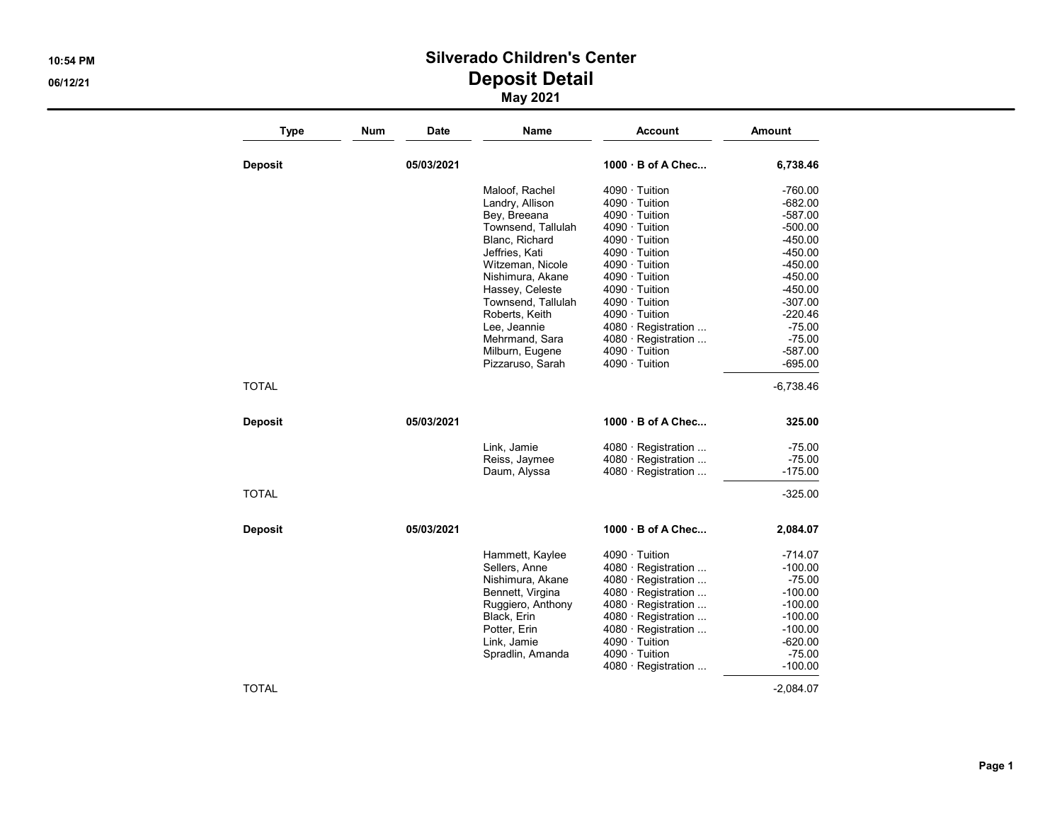# Silverado Children's Center
## Deposit Detail
### May 2021

| Type | Num | Date | Name | Account | Amount |
|---|---|---|---|---|---|
| **Deposit** | | **05/03/2021** | | **1000 · B of A Chec...** | **6,738.46** |
| | | | Maloof, Rachel | 4090 · Tuition | -760.00 |
| | | | Landry, Allison | 4090 · Tuition | -682.00 |
| | | | Bey, Breeana | 4090 · Tuition | -587.00 |
| | | | Townsend, Tallulah | 4090 · Tuition | -500.00 |
| | | | Blanc, Richard | 4090 · Tuition | -450.00 |
| | | | Jeffries, Kati | 4090 · Tuition | -450.00 |
| | | | Witzeman, Nicole | 4090 · Tuition | -450.00 |
| | | | Nishimura, Akane | 4090 · Tuition | -450.00 |
| | | | Hassey, Celeste | 4090 · Tuition | -450.00 |
| | | | Townsend, Tallulah | 4090 · Tuition | -307.00 |
| | | | Roberts, Keith | 4090 · Tuition | -220.46 |
| | | | Lee, Jeannie | 4080 · Registration ... | -75.00 |
| | | | Mehrmand, Sara | 4080 · Registration ... | -75.00 |
| | | | Milburn, Eugene | 4090 · Tuition | -587.00 |
| | | | Pizzaruso, Sarah | 4090 · Tuition | -695.00 |
| TOTAL | | | | | -6,738.46 |
| **Deposit** | | **05/03/2021** | | **1000 · B of A Chec...** | **325.00** |
| | | | Link, Jamie | 4080 · Registration ... | -75.00 |
| | | | Reiss, Jaymee | 4080 · Registration ... | -75.00 |
| | | | Daum, Alyssa | 4080 · Registration ... | -175.00 |
| TOTAL | | | | | -325.00 |
| **Deposit** | | **05/03/2021** | | **1000 · B of A Chec...** | **2,084.07** |
| | | | Hammett, Kaylee | 4090 · Tuition | -714.07 |
| | | | Sellers, Anne | 4080 · Registration ... | -100.00 |
| | | | Nishimura, Akane | 4080 · Registration ... | -75.00 |
| | | | Bennett, Virgina | 4080 · Registration ... | -100.00 |
| | | | Ruggiero, Anthony | 4080 · Registration ... | -100.00 |
| | | | Black, Erin | 4080 · Registration ... | -100.00 |
| | | | Potter, Erin | 4080 · Registration ... | -100.00 |
| | | | Link, Jamie | 4090 · Tuition | -620.00 |
| | | | Spradlin, Amanda | 4090 · Tuition | -75.00 |
| | | | | 4080 · Registration ... | -100.00 |
| TOTAL | | | | | -2,084.07 |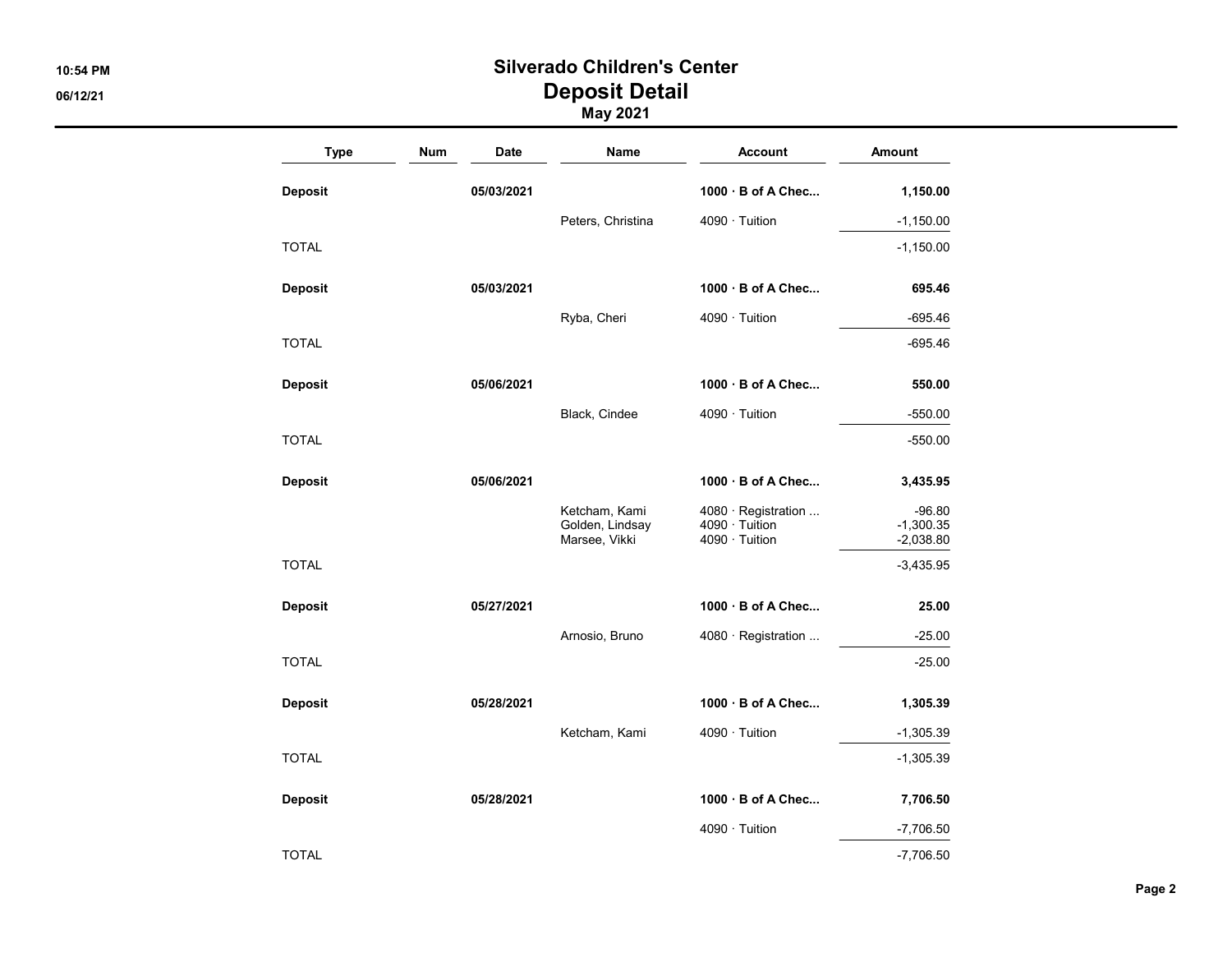# Silverado Children's Center

## Deposit Detail

### May 2021

| Type | Num | Date | Name | Account | Amount |
|---|---|---|---|---|---|
| **Deposit** | | **05/03/2021** | | **1000 · B of A Chec...** | **1,150.00** |
| | | | Peters, Christina | 4090 · Tuition | -1,150.00 |
| TOTAL | | | | | -1,150.00 |
| **Deposit** | | **05/03/2021** | | **1000 · B of A Chec...** | **695.46** |
| | | | Ryba, Cheri | 4090 · Tuition | -695.46 |
| TOTAL | | | | | -695.46 |
| **Deposit** | | **05/06/2021** | | **1000 · B of A Chec...** | **550.00** |
| | | | Black, Cindee | 4090 · Tuition | -550.00 |
| TOTAL | | | | | -550.00 |
| **Deposit** | | **05/06/2021** | | **1000 · B of A Chec...** | **3,435.95** |
| | | | Ketcham, Kami | 4080 · Registration ... | -96.80 |
| | | | Golden, Lindsay | 4090 · Tuition | -1,300.35 |
| | | | Marsee, Vikki | 4090 · Tuition | -2,038.80 |
| TOTAL | | | | | -3,435.95 |
| **Deposit** | | **05/27/2021** | | **1000 · B of A Chec...** | **25.00** |
| | | | Arnosio, Bruno | 4080 · Registration ... | -25.00 |
| TOTAL | | | | | -25.00 |
| **Deposit** | | **05/28/2021** | | **1000 · B of A Chec...** | **1,305.39** |
| | | | Ketcham, Kami | 4090 · Tuition | -1,305.39 |
| TOTAL | | | | | -1,305.39 |
| **Deposit** | | **05/28/2021** | | **1000 · B of A Chec...** | **7,706.50** |
| | | | | 4090 · Tuition | -7,706.50 |
| TOTAL | | | | | -7,706.50 |